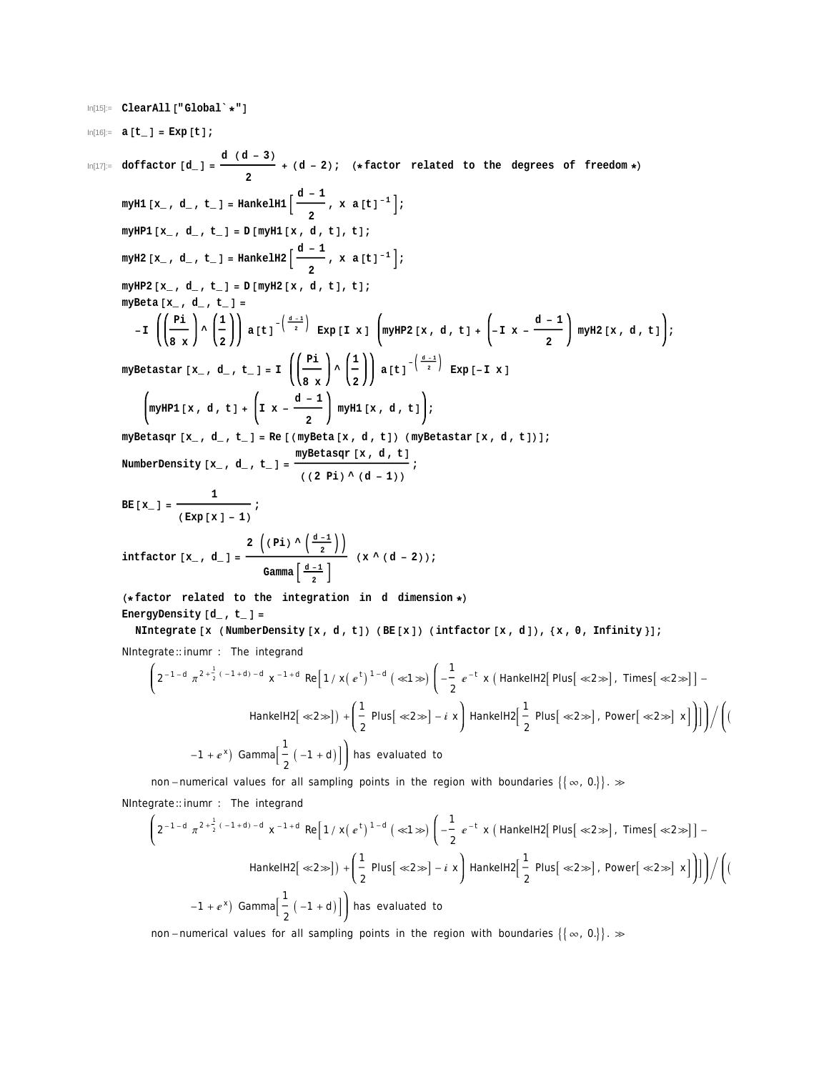```
In[15]:= ClearAll["Global`*"]

In[16]:= a[t_] = Exp[t];

In[17]:= doffactor[d_] = d (d - 3)/2 + (d - 2);  (*factor related to the degrees of freedom*)
         myH1[x_, d_, t_] = HankelH1[(d - 1)/2, x a[t]^-1];
         myHP1[x_, d_, t_] = D[myH1[x, d, t], t];
         myH2[x_, d_, t_] = HankelH2[(d - 1)/2, x a[t]^-1];
         myHP2[x_, d_, t_] = D[myH2[x, d, t], t];
         myBeta[x_, d_, t_] =
           -I ((Pi/(8 x))^(1/2)) a[t]^-((d-1)/2) Exp[I x] (myHP2[x, d, t] + (-I x - (d - 1)/2) myH2[x, d, t]);
         myBetastar[x_, d_, t_] = I ((Pi/(8 x))^(1/2)) a[t]^-((d-1)/2) Exp[-I x]
           (myHP1[x, d, t] + (I x - (d - 1)/2) myH1[x, d, t]);
         myBetasqr[x_, d_, t_] = Re[(myBeta[x, d, t]) (myBetastar[x, d, t])];
         NumberDensity[x_, d_, t_] = myBetasqr[x, d, t] / ((2 Pi)^(d - 1));
         BE[x_] = 1/(Exp[x] - 1);
         intfactor[x_, d_] = (2 ((Pi)^((d-1)/2)))/Gamma[(d-1)/2] (x^(d - 2));
         (*factor related to the integration in d dimension*)
         EnergyDensity[d_, t_] =
           NIntegrate[x (NumberDensity[x, d, t]) (BE[x]) (intfactor[x, d]), {x, 0, Infinity}];
```

NIntegrate::inumr : The integrand

$$\left(2^{-1-d}\ \pi^{2+\frac{1}{2}(-1+d)-d}\ x^{-1+d}\ \mathrm{Re}\Big[1/x\left(e^{t}\right)^{1-d}\ (\ll 1 \gg)\ \Big(-\frac{1}{2}\ e^{-t}\ x\ (\mathrm{HankelH2}[\mathrm{Plus}[\ll 2 \gg],\ \mathrm{Times}[\ll 2 \gg]] - \mathrm{HankelH2}[\ll 2 \gg]) + \left(\frac{1}{2}\ \mathrm{Plus}[\ll 2 \gg] - i\ x\right)\ \mathrm{HankelH2}\Big[\frac{1}{2}\ \mathrm{Plus}[\ll 2 \gg],\ \mathrm{Power}[\ll 2 \gg]\ x\Big]\Big)\Big]\right) \Big/ \left(\left(-1+e^{x}\right)\ \mathrm{Gamma}\Big[\frac{1}{2}\ (-1+d)\Big]\right)$$

has evaluated to non-numerical values for all sampling points in the region with boundaries $\{\{\infty,\ 0.\}\}$. ≫

NIntegrate::inumr : The integrand

$$\left(2^{-1-d}\ \pi^{2+\frac{1}{2}(-1+d)-d}\ x^{-1+d}\ \mathrm{Re}\Big[1/x\left(e^{t}\right)^{1-d}\ (\ll 1 \gg)\ \Big(-\frac{1}{2}\ e^{-t}\ x\ (\mathrm{HankelH2}[\mathrm{Plus}[\ll 2 \gg],\ \mathrm{Times}[\ll 2 \gg]] - \mathrm{HankelH2}[\ll 2 \gg]) + \left(\frac{1}{2}\ \mathrm{Plus}[\ll 2 \gg] - i\ x\right)\ \mathrm{HankelH2}\Big[\frac{1}{2}\ \mathrm{Plus}[\ll 2 \gg],\ \mathrm{Power}[\ll 2 \gg]\ x\Big]\Big)\Big]\right) \Big/ \left(\left(-1+e^{x}\right)\ \mathrm{Gamma}\Big[\frac{1}{2}\ (-1+d)\Big]\right)$$

has evaluated to non-numerical values for all sampling points in the region with boundaries $\{\{\infty,\ 0.\}\}$. ≫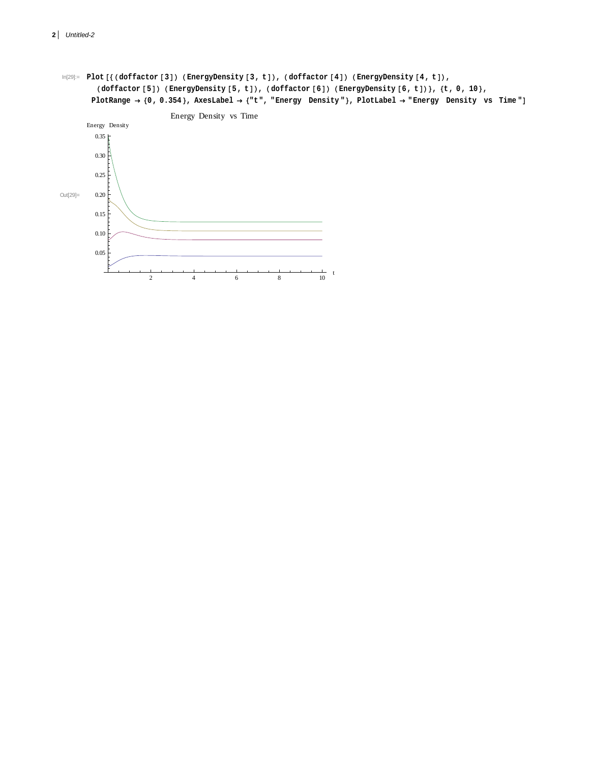In[29]:=

```
Plot[{(doffactor[3]) (EnergyDensity[3, t]), (doffactor[4]) (EnergyDensity[4, t]),
  (doffactor[5]) (EnergyDensity[5, t]), (doffactor[6]) (EnergyDensity[6, t])}, {t, 0, 10},
 PlotRange → {0, 0.354}, AxesLabel → {"t", "Energy  Density"}, PlotLabel → "Energy  Density  vs  Time"]
```

Out[29]=

Energy Density vs Time

Energy Density

0.35
0.30
0.25
0.20
0.15
0.10
0.05

2
4
6
8
10

t